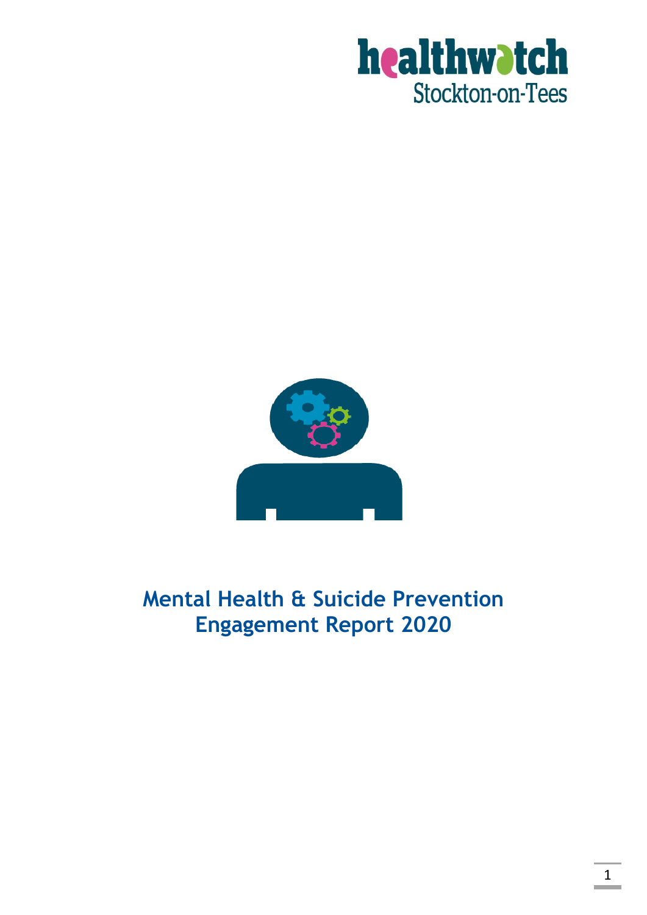healthwatch
Stockton-on-Tees

# Mental Health & Suicide Prevention Engagement Report 2020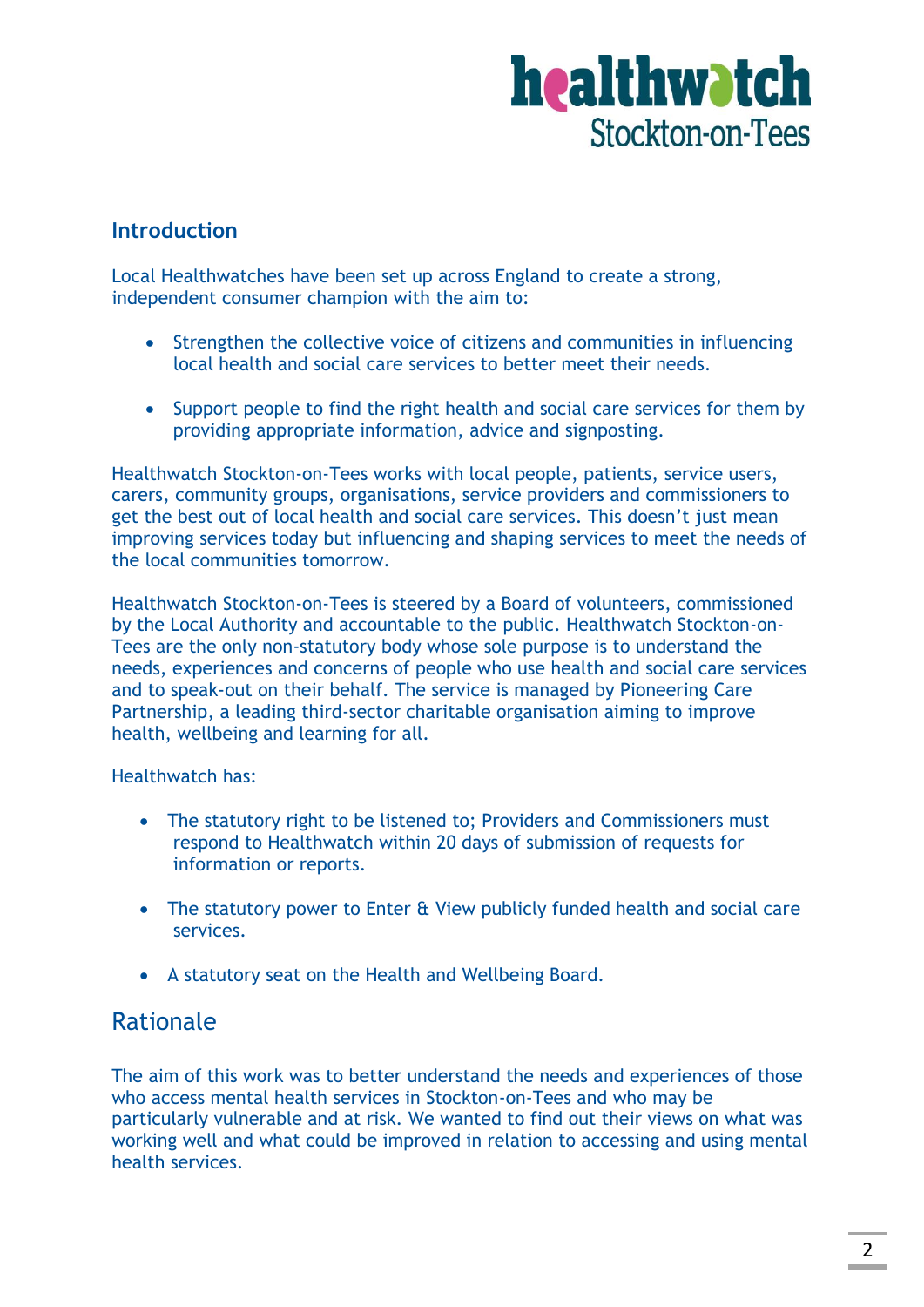## Introduction

Local Healthwatches have been set up across England to create a strong, independent consumer champion with the aim to:

- Strengthen the collective voice of citizens and communities in influencing local health and social care services to better meet their needs.
- Support people to find the right health and social care services for them by providing appropriate information, advice and signposting.

Healthwatch Stockton-on-Tees works with local people, patients, service users, carers, community groups, organisations, service providers and commissioners to get the best out of local health and social care services. This doesn't just mean improving services today but influencing and shaping services to meet the needs of the local communities tomorrow.

Healthwatch Stockton-on-Tees is steered by a Board of volunteers, commissioned by the Local Authority and accountable to the public. Healthwatch Stockton-on-Tees are the only non-statutory body whose sole purpose is to understand the needs, experiences and concerns of people who use health and social care services and to speak-out on their behalf. The service is managed by Pioneering Care Partnership, a leading third-sector charitable organisation aiming to improve health, wellbeing and learning for all.

Healthwatch has:

- The statutory right to be listened to; Providers and Commissioners must respond to Healthwatch within 20 days of submission of requests for information or reports.
- The statutory power to Enter & View publicly funded health and social care services.
- A statutory seat on the Health and Wellbeing Board.

## Rationale

The aim of this work was to better understand the needs and experiences of those who access mental health services in Stockton-on-Tees and who may be particularly vulnerable and at risk. We wanted to find out their views on what was working well and what could be improved in relation to accessing and using mental health services.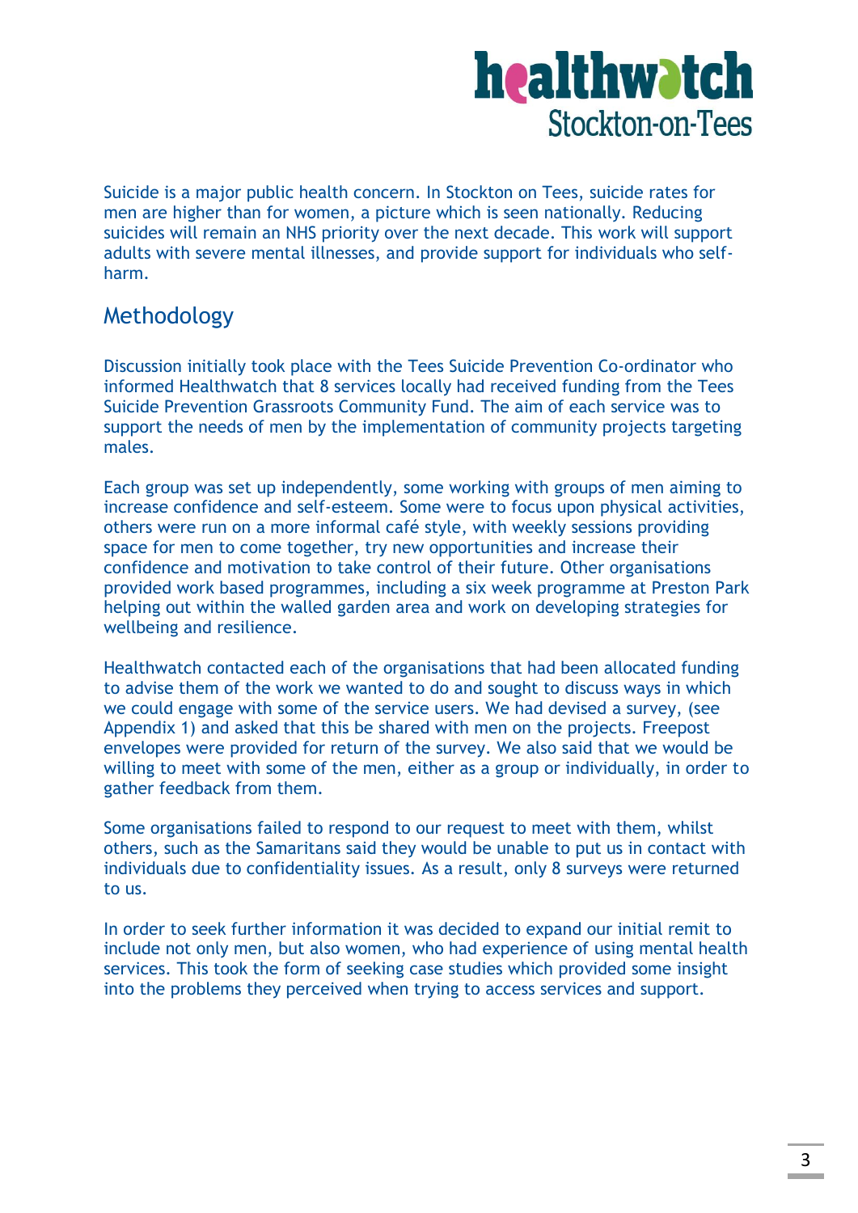Suicide is a major public health concern. In Stockton on Tees, suicide rates for men are higher than for women, a picture which is seen nationally. Reducing suicides will remain an NHS priority over the next decade. This work will support adults with severe mental illnesses, and provide support for individuals who self-harm.

## Methodology

Discussion initially took place with the Tees Suicide Prevention Co-ordinator who informed Healthwatch that 8 services locally had received funding from the Tees Suicide Prevention Grassroots Community Fund. The aim of each service was to support the needs of men by the implementation of community projects targeting males.

Each group was set up independently, some working with groups of men aiming to increase confidence and self-esteem. Some were to focus upon physical activities, others were run on a more informal café style, with weekly sessions providing space for men to come together, try new opportunities and increase their confidence and motivation to take control of their future. Other organisations provided work based programmes, including a six week programme at Preston Park helping out within the walled garden area and work on developing strategies for wellbeing and resilience.

Healthwatch contacted each of the organisations that had been allocated funding to advise them of the work we wanted to do and sought to discuss ways in which we could engage with some of the service users. We had devised a survey, (see Appendix 1) and asked that this be shared with men on the projects. Freepost envelopes were provided for return of the survey. We also said that we would be willing to meet with some of the men, either as a group or individually, in order to gather feedback from them.

Some organisations failed to respond to our request to meet with them, whilst others, such as the Samaritans said they would be unable to put us in contact with individuals due to confidentiality issues. As a result, only 8 surveys were returned to us.

In order to seek further information it was decided to expand our initial remit to include not only men, but also women, who had experience of using mental health services. This took the form of seeking case studies which provided some insight into the problems they perceived when trying to access services and support.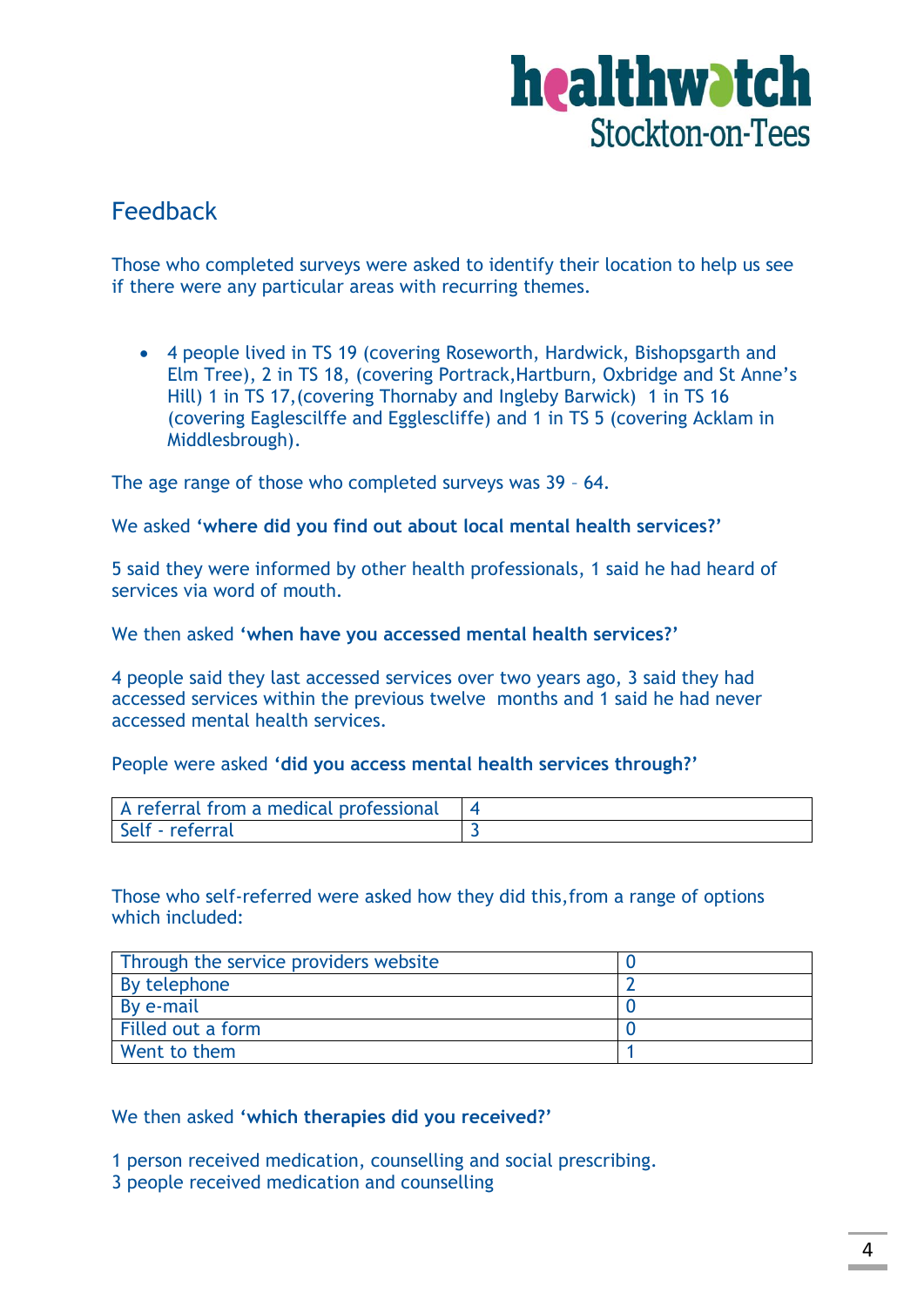## Feedback

Those who completed surveys were asked to identify their location to help us see if there were any particular areas with recurring themes.

- 4 people lived in TS 19 (covering Roseworth, Hardwick, Bishopsgarth and Elm Tree), 2 in TS 18, (covering Portrack,Hartburn, Oxbridge and St Anne's Hill) 1 in TS 17,(covering Thornaby and Ingleby Barwick) 1 in TS 16 (covering Eaglescilffe and Egglescliffe) and 1 in TS 5 (covering Acklam in Middlesbrough).

The age range of those who completed surveys was 39 – 64.

We asked **'where did you find out about local mental health services?'**

5 said they were informed by other health professionals, 1 said he had heard of services via word of mouth.

We then asked **'when have you accessed mental health services?'**

4 people said they last accessed services over two years ago, 3 said they had accessed services within the previous twelve months and 1 said he had never accessed mental health services.

People were asked **'did you access mental health services through?'**

| | |
|---|---|
| A referral from a medical professional | 4 |
| Self - referral | 3 |

Those who self-referred were asked how they did this,from a range of options which included:

| | |
|---|---|
| Through the service providers website | 0 |
| By telephone | 2 |
| By e-mail | 0 |
| Filled out a form | 0 |
| Went to them | 1 |

We then asked **'which therapies did you received?'**

1 person received medication, counselling and social prescribing.
3 people received medication and counselling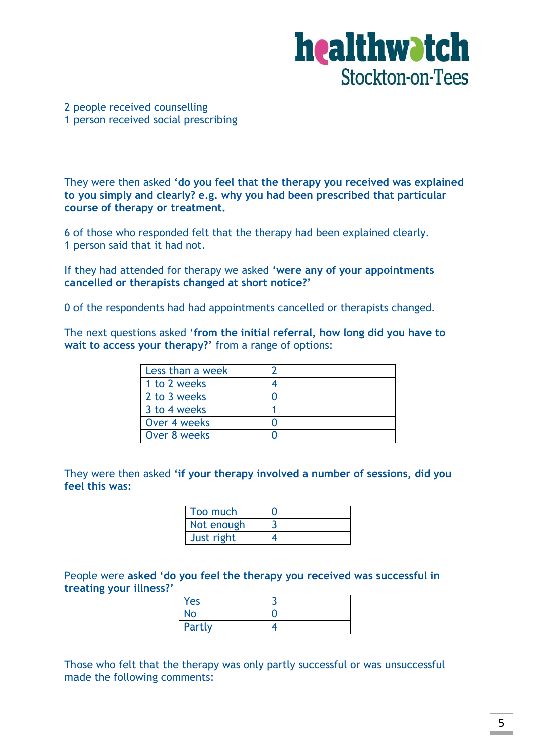2 people received counselling
1 person received social prescribing

They were then asked **'do you feel that the therapy you received was explained to you simply and clearly? e.g. why you had been prescribed that particular course of therapy or treatment.**

6 of those who responded felt that the therapy had been explained clearly.
1 person said that it had not.

If they had attended for therapy we asked **'were any of your appointments cancelled or therapists changed at short notice?'**

0 of the respondents had had appointments cancelled or therapists changed.

The next questions asked '**from the initial referral, how long did you have to wait to access your therapy?'** from a range of options:

| Less than a week | 2 |
|---|---|
| 1 to 2 weeks | 4 |
| 2 to 3 weeks | 0 |
| 3 to 4 weeks | 1 |
| Over 4 weeks | 0 |
| Over 8 weeks | 0 |

They were then asked **'if your therapy involved a number of sessions, did you feel this was:**

| Too much | 0 |
|---|---|
| Not enough | 3 |
| Just right | 4 |

People were **asked 'do you feel the therapy you received was successful in treating your illness?'**

| Yes | 3 |
|---|---|
| No | 0 |
| Partly | 4 |

Those who felt that the therapy was only partly successful or was unsuccessful made the following comments: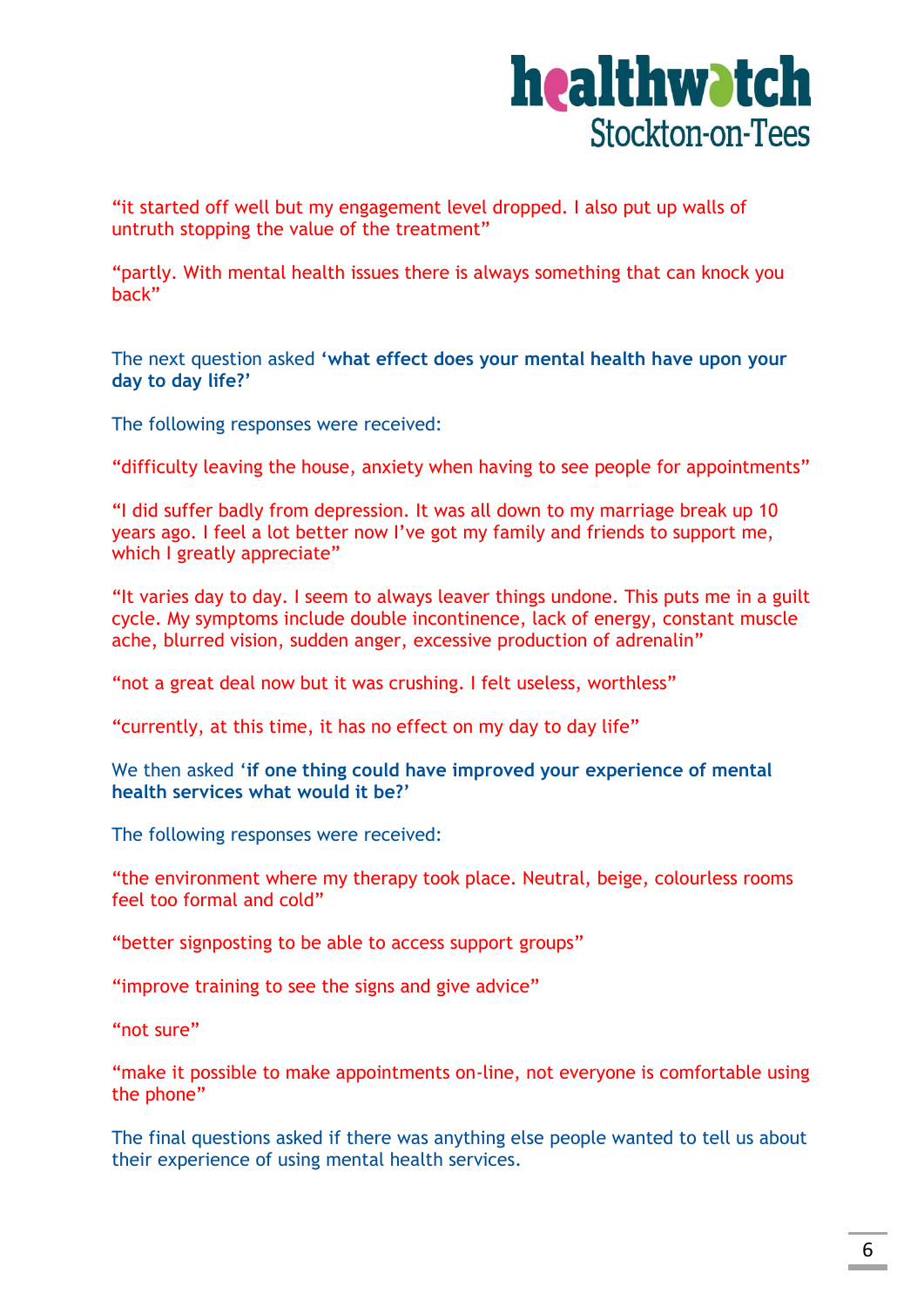“it started off well but my engagement level dropped. I also put up walls of untruth stopping the value of the treatment”

“partly. With mental health issues there is always something that can knock you back”

The next question asked ‘**what effect does your mental health have upon your day to day life?**’

The following responses were received:

“difficulty leaving the house, anxiety when having to see people for appointments”

“I did suffer badly from depression. It was all down to my marriage break up 10 years ago. I feel a lot better now I’ve got my family and friends to support me, which I greatly appreciate”

“It varies day to day. I seem to always leaver things undone. This puts me in a guilt cycle. My symptoms include double incontinence, lack of energy, constant muscle ache, blurred vision, sudden anger, excessive production of adrenalin”

“not a great deal now but it was crushing. I felt useless, worthless”

“currently, at this time, it has no effect on my day to day life”

We then asked ‘**if one thing could have improved your experience of mental health services what would it be?**’

The following responses were received:

“the environment where my therapy took place. Neutral, beige, colourless rooms feel too formal and cold”

“better signposting to be able to access support groups”

“improve training to see the signs and give advice”

“not sure”

“make it possible to make appointments on-line, not everyone is comfortable using the phone”

The final questions asked if there was anything else people wanted to tell us about their experience of using mental health services.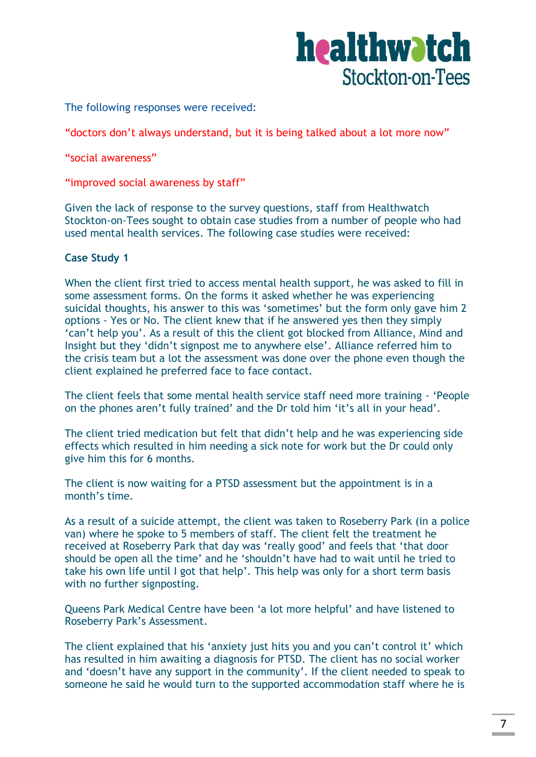The following responses were received:

"doctors don't always understand, but it is being talked about a lot more now"

"social awareness"

"improved social awareness by staff"

Given the lack of response to the survey questions, staff from Healthwatch Stockton-on-Tees sought to obtain case studies from a number of people who had used mental health services. The following case studies were received:

**Case Study 1**

When the client first tried to access mental health support, he was asked to fill in some assessment forms. On the forms it asked whether he was experiencing suicidal thoughts, his answer to this was 'sometimes' but the form only gave him 2 options - Yes or No. The client knew that if he answered yes then they simply 'can't help you'. As a result of this the client got blocked from Alliance, Mind and Insight but they 'didn't signpost me to anywhere else'. Alliance referred him to the crisis team but a lot the assessment was done over the phone even though the client explained he preferred face to face contact.

The client feels that some mental health service staff need more training - 'People on the phones aren't fully trained' and the Dr told him 'it's all in your head'.

The client tried medication but felt that didn't help and he was experiencing side effects which resulted in him needing a sick note for work but the Dr could only give him this for 6 months.

The client is now waiting for a PTSD assessment but the appointment is in a month's time.

As a result of a suicide attempt, the client was taken to Roseberry Park (in a police van) where he spoke to 5 members of staff. The client felt the treatment he received at Roseberry Park that day was 'really good' and feels that 'that door should be open all the time' and he 'shouldn't have had to wait until he tried to take his own life until I got that help'. This help was only for a short term basis with no further signposting.

Queens Park Medical Centre have been 'a lot more helpful' and have listened to Roseberry Park's Assessment.

The client explained that his 'anxiety just hits you and you can't control it' which has resulted in him awaiting a diagnosis for PTSD. The client has no social worker and 'doesn't have any support in the community'. If the client needed to speak to someone he said he would turn to the supported accommodation staff where he is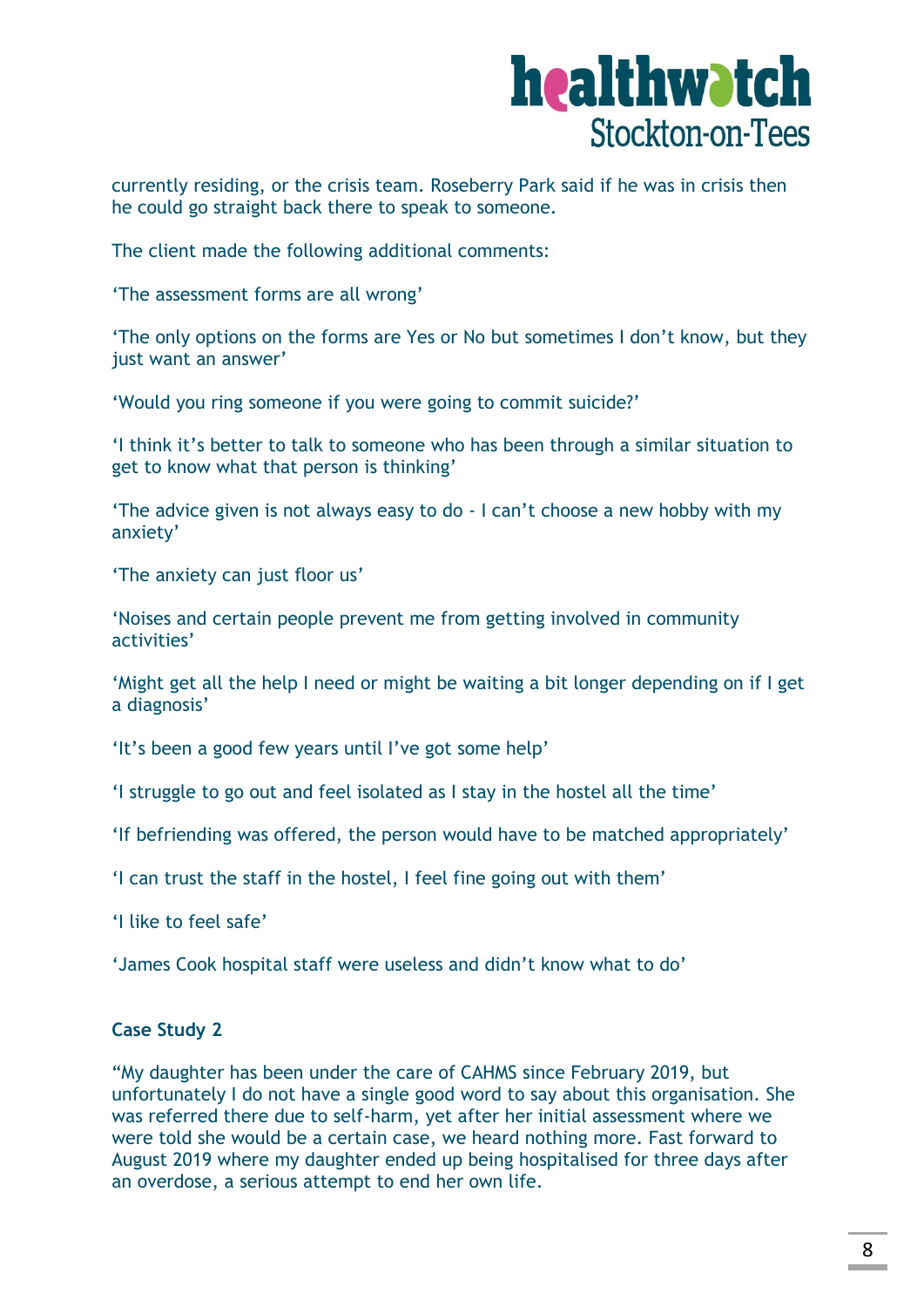currently residing, or the crisis team. Roseberry Park said if he was in crisis then he could go straight back there to speak to someone.

The client made the following additional comments:

'The assessment forms are all wrong'

'The only options on the forms are Yes or No but sometimes I don't know, but they just want an answer'

'Would you ring someone if you were going to commit suicide?'

'I think it's better to talk to someone who has been through a similar situation to get to know what that person is thinking'

'The advice given is not always easy to do - I can't choose a new hobby with my anxiety'

'The anxiety can just floor us'

'Noises and certain people prevent me from getting involved in community activities'

'Might get all the help I need or might be waiting a bit longer depending on if I get a diagnosis'

'It's been a good few years until I've got some help'

'I struggle to go out and feel isolated as I stay in the hostel all the time'

'If befriending was offered, the person would have to be matched appropriately'

'I can trust the staff in the hostel, I feel fine going out with them'

'I like to feel safe'

'James Cook hospital staff were useless and didn't know what to do'

**Case Study 2**

"My daughter has been under the care of CAHMS since February 2019, but unfortunately I do not have a single good word to say about this organisation. She was referred there due to self-harm, yet after her initial assessment where we were told she would be a certain case, we heard nothing more. Fast forward to August 2019 where my daughter ended up being hospitalised for three days after an overdose, a serious attempt to end her own life.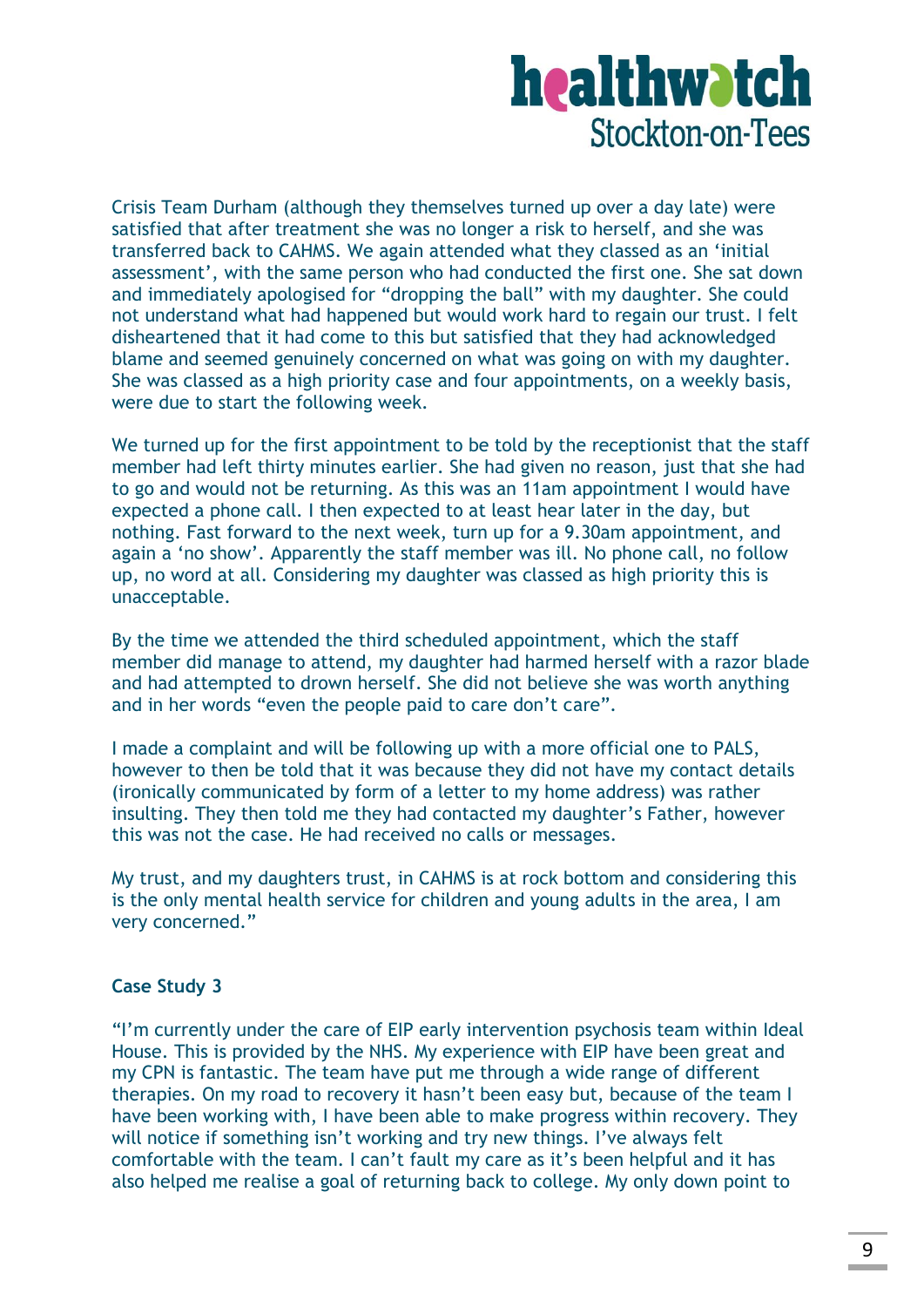Crisis Team Durham (although they themselves turned up over a day late) were satisfied that after treatment she was no longer a risk to herself, and she was transferred back to CAHMS. We again attended what they classed as an 'initial assessment', with the same person who had conducted the first one. She sat down and immediately apologised for "dropping the ball" with my daughter. She could not understand what had happened but would work hard to regain our trust. I felt disheartened that it had come to this but satisfied that they had acknowledged blame and seemed genuinely concerned on what was going on with my daughter. She was classed as a high priority case and four appointments, on a weekly basis, were due to start the following week.

We turned up for the first appointment to be told by the receptionist that the staff member had left thirty minutes earlier. She had given no reason, just that she had to go and would not be returning. As this was an 11am appointment I would have expected a phone call. I then expected to at least hear later in the day, but nothing. Fast forward to the next week, turn up for a 9.30am appointment, and again a 'no show'. Apparently the staff member was ill. No phone call, no follow up, no word at all. Considering my daughter was classed as high priority this is unacceptable.

By the time we attended the third scheduled appointment, which the staff member did manage to attend, my daughter had harmed herself with a razor blade and had attempted to drown herself. She did not believe she was worth anything and in her words "even the people paid to care don't care".

I made a complaint and will be following up with a more official one to PALS, however to then be told that it was because they did not have my contact details (ironically communicated by form of a letter to my home address) was rather insulting. They then told me they had contacted my daughter's Father, however this was not the case. He had received no calls or messages.

My trust, and my daughters trust, in CAHMS is at rock bottom and considering this is the only mental health service for children and young adults in the area, I am very concerned."

### Case Study 3

"I'm currently under the care of EIP early intervention psychosis team within Ideal House. This is provided by the NHS. My experience with EIP have been great and my CPN is fantastic. The team have put me through a wide range of different therapies. On my road to recovery it hasn't been easy but, because of the team I have been working with, I have been able to make progress within recovery. They will notice if something isn't working and try new things. I've always felt comfortable with the team. I can't fault my care as it's been helpful and it has also helped me realise a goal of returning back to college. My only down point to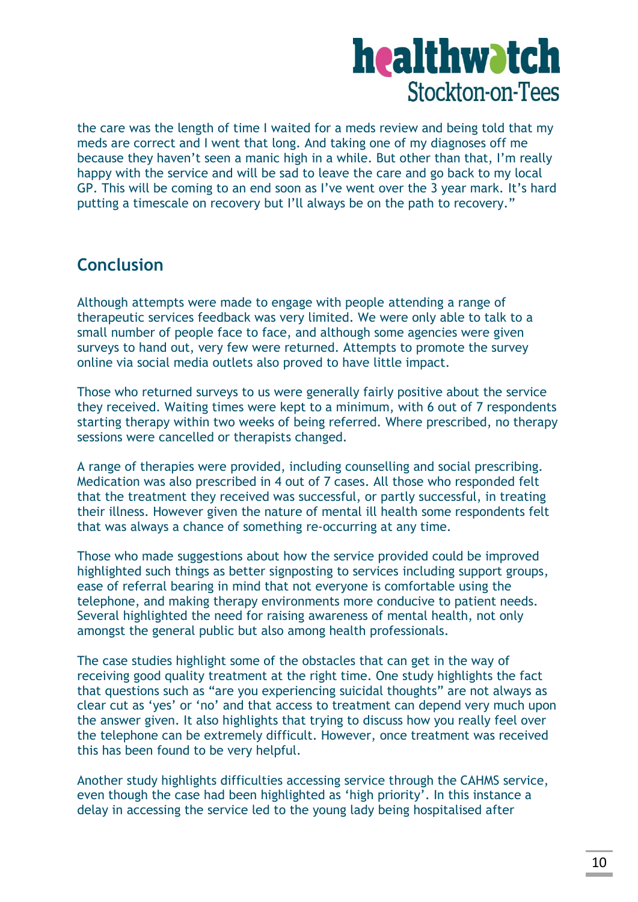the care was the length of time I waited for a meds review and being told that my meds are correct and I went that long. And taking one of my diagnoses off me because they haven't seen a manic high in a while. But other than that, I'm really happy with the service and will be sad to leave the care and go back to my local GP. This will be coming to an end soon as I've went over the 3 year mark. It's hard putting a timescale on recovery but I'll always be on the path to recovery."

## Conclusion

Although attempts were made to engage with people attending a range of therapeutic services feedback was very limited. We were only able to talk to a small number of people face to face, and although some agencies were given surveys to hand out, very few were returned. Attempts to promote the survey online via social media outlets also proved to have little impact.

Those who returned surveys to us were generally fairly positive about the service they received. Waiting times were kept to a minimum, with 6 out of 7 respondents starting therapy within two weeks of being referred. Where prescribed, no therapy sessions were cancelled or therapists changed.

A range of therapies were provided, including counselling and social prescribing. Medication was also prescribed in 4 out of 7 cases. All those who responded felt that the treatment they received was successful, or partly successful, in treating their illness. However given the nature of mental ill health some respondents felt that was always a chance of something re-occurring at any time.

Those who made suggestions about how the service provided could be improved highlighted such things as better signposting to services including support groups, ease of referral bearing in mind that not everyone is comfortable using the telephone, and making therapy environments more conducive to patient needs. Several highlighted the need for raising awareness of mental health, not only amongst the general public but also among health professionals.

The case studies highlight some of the obstacles that can get in the way of receiving good quality treatment at the right time. One study highlights the fact that questions such as "are you experiencing suicidal thoughts" are not always as clear cut as 'yes' or 'no' and that access to treatment can depend very much upon the answer given. It also highlights that trying to discuss how you really feel over the telephone can be extremely difficult. However, once treatment was received this has been found to be very helpful.

Another study highlights difficulties accessing service through the CAHMS service, even though the case had been highlighted as 'high priority'. In this instance a delay in accessing the service led to the young lady being hospitalised after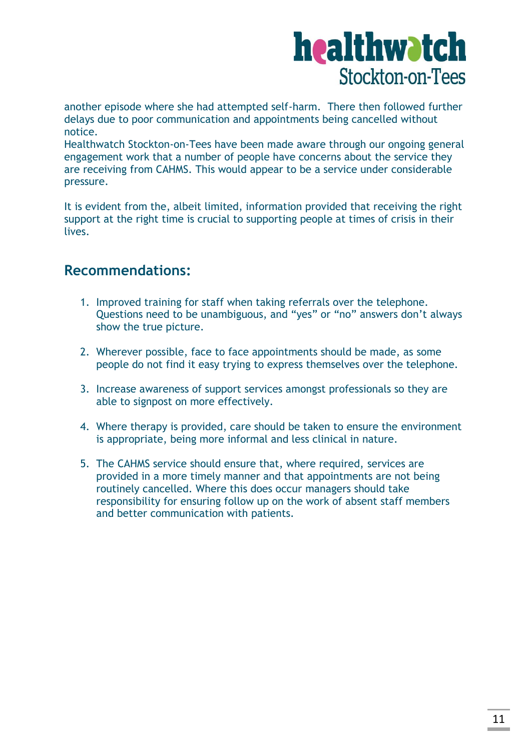another episode where she had attempted self-harm. There then followed further delays due to poor communication and appointments being cancelled without notice.
Healthwatch Stockton-on-Tees have been made aware through our ongoing general engagement work that a number of people have concerns about the service they are receiving from CAHMS. This would appear to be a service under considerable pressure.

It is evident from the, albeit limited, information provided that receiving the right support at the right time is crucial to supporting people at times of crisis in their lives.

## Recommendations:

1. Improved training for staff when taking referrals over the telephone. Questions need to be unambiguous, and "yes" or "no" answers don't always show the true picture.

2. Wherever possible, face to face appointments should be made, as some people do not find it easy trying to express themselves over the telephone.

3. Increase awareness of support services amongst professionals so they are able to signpost on more effectively.

4. Where therapy is provided, care should be taken to ensure the environment is appropriate, being more informal and less clinical in nature.

5. The CAHMS service should ensure that, where required, services are provided in a more timely manner and that appointments are not being routinely cancelled. Where this does occur managers should take responsibility for ensuring follow up on the work of absent staff members and better communication with patients.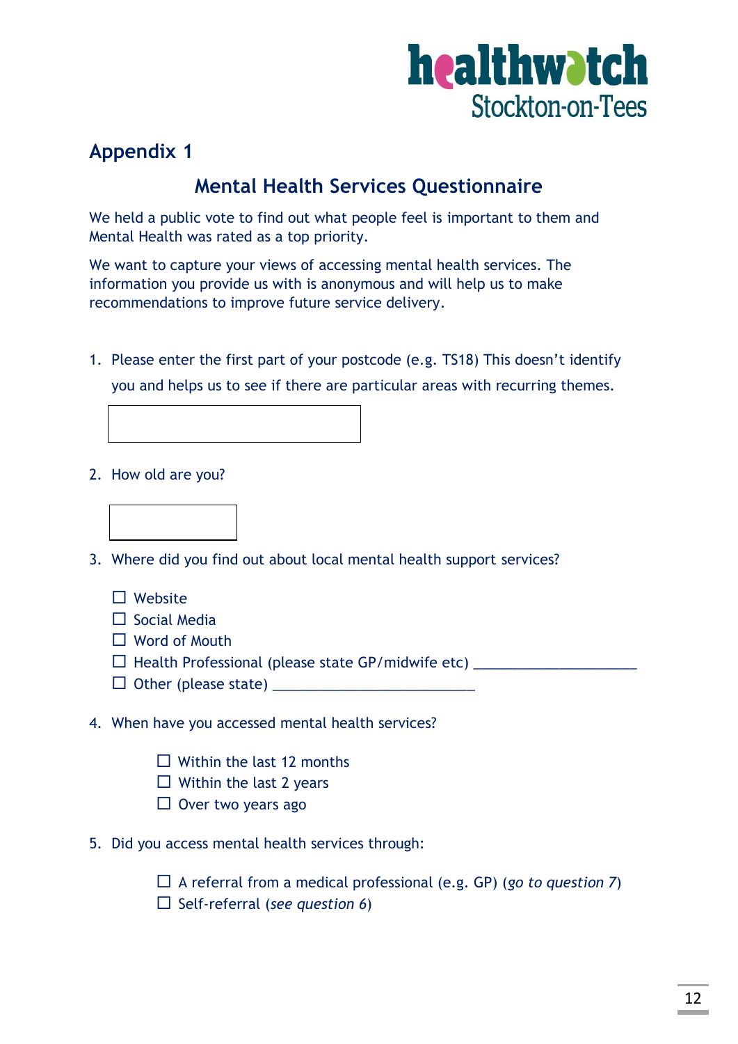## Appendix 1

### Mental Health Services Questionnaire

We held a public vote to find out what people feel is important to them and Mental Health was rated as a top priority.

We want to capture your views of accessing mental health services. The information you provide us with is anonymous and will help us to make recommendations to improve future service delivery.

1. Please enter the first part of your postcode (e.g. TS18) This doesn't identify you and helps us to see if there are particular areas with recurring themes.

2. How old are you?

3. Where did you find out about local mental health support services?

   - ☐ Website
   - ☐ Social Media
   - ☐ Word of Mouth
   - ☐ Health Professional (please state GP/midwife etc) ____________________
   - ☐ Other (please state) _________________________

4. When have you accessed mental health services?

   - ☐ Within the last 12 months
   - ☐ Within the last 2 years
   - ☐ Over two years ago

5. Did you access mental health services through:

   - ☐ A referral from a medical professional (e.g. GP) (*go to question 7*)
   - ☐ Self-referral (*see question 6*)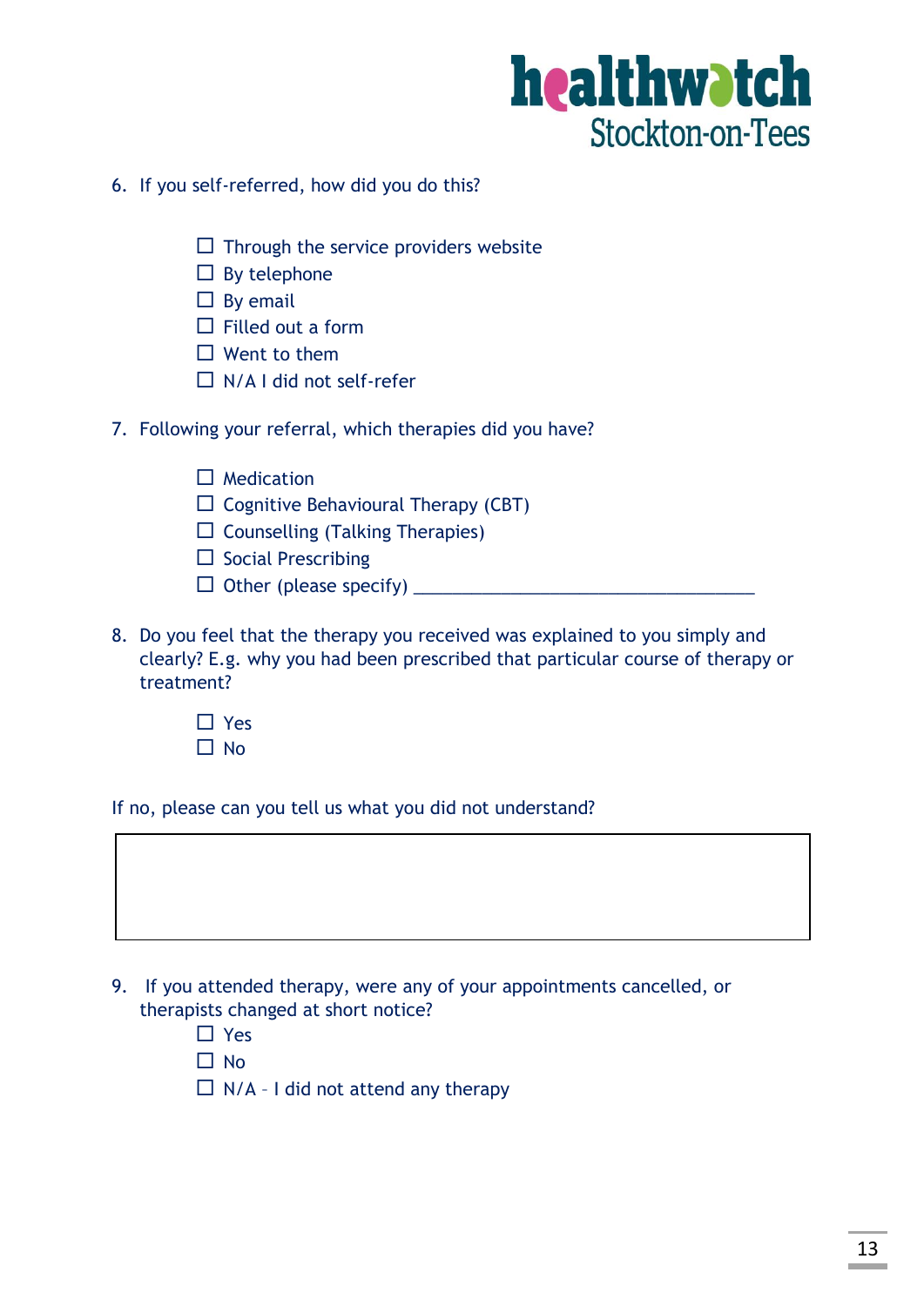6. If you self-referred, how did you do this?

   - ☐ Through the service providers website
   - ☐ By telephone
   - ☐ By email
   - ☐ Filled out a form
   - ☐ Went to them
   - ☐ N/A I did not self-refer

7. Following your referral, which therapies did you have?

   - ☐ Medication
   - ☐ Cognitive Behavioural Therapy (CBT)
   - ☐ Counselling (Talking Therapies)
   - ☐ Social Prescribing
   - ☐ Other (please specify) ___________________________________

8. Do you feel that the therapy you received was explained to you simply and clearly? E.g. why you had been prescribed that particular course of therapy or treatment?

   - ☐ Yes
   - ☐ No

If no, please can you tell us what you did not understand?

| |
|---|
| |

9. If you attended therapy, were any of your appointments cancelled, or therapists changed at short notice?

   - ☐ Yes
   - ☐ No
   - ☐ N/A – I did not attend any therapy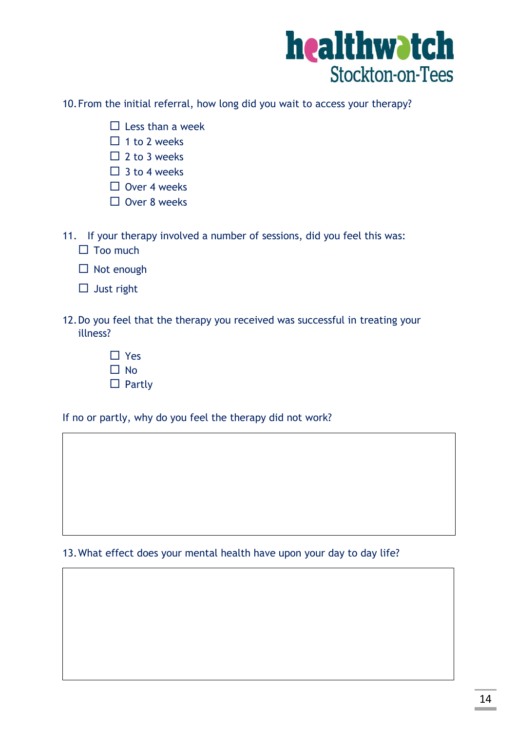10. From the initial referral, how long did you wait to access your therapy?

    - ☐ Less than a week
    - ☐ 1 to 2 weeks
    - ☐ 2 to 3 weeks
    - ☐ 3 to 4 weeks
    - ☐ Over 4 weeks
    - ☐ Over 8 weeks

11. If your therapy involved a number of sessions, did you feel this was:

    - ☐ Too much
    - ☐ Not enough
    - ☐ Just right

12. Do you feel that the therapy you received was successful in treating your illness?

    - ☐ Yes
    - ☐ No
    - ☐ Partly

If no or partly, why do you feel the therapy did not work?

| |
|---|
| |

13. What effect does your mental health have upon your day to day life?

| |
|---|
| |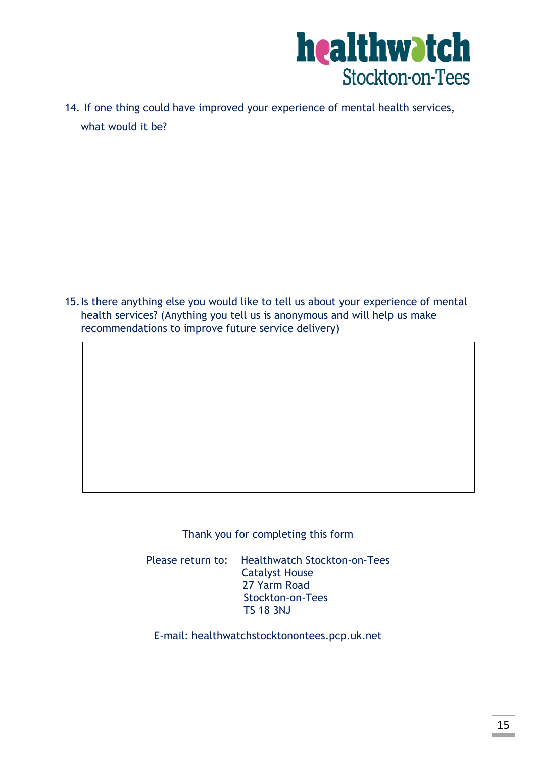14. If one thing could have improved your experience of mental health services, what would it be?

15. Is there anything else you would like to tell us about your experience of mental health services? (Anything you tell us is anonymous and will help us make recommendations to improve future service delivery)

Thank you for completing this form

Please return to: Healthwatch Stockton-on-Tees
Catalyst House
27 Yarm Road
Stockton-on-Tees
TS 18 3NJ

E-mail: healthwatchstocktonontees.pcp.uk.net